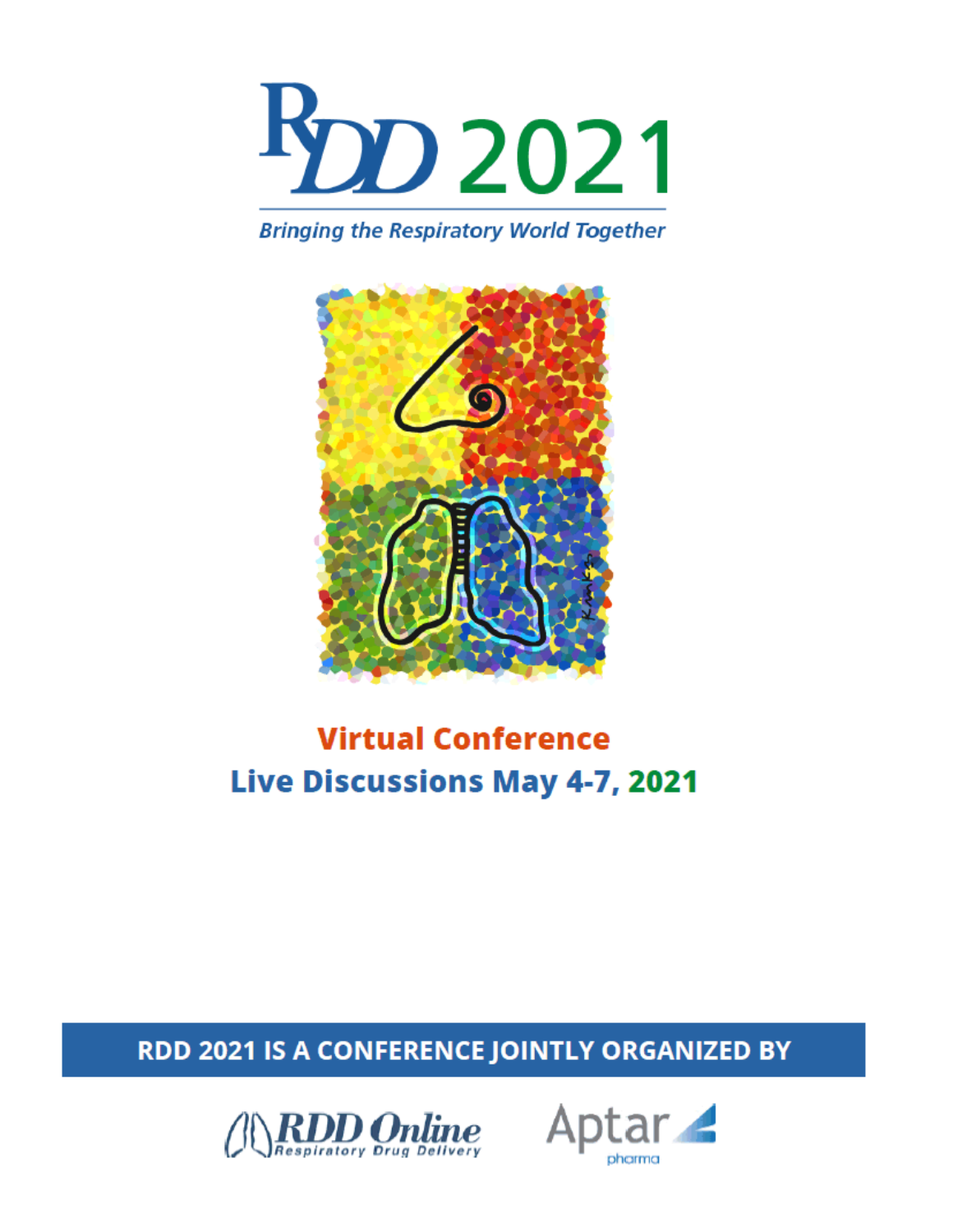# RDD 2021

*Bringing the Respiratory World Together*

## Virtual Conference

## Live Discussions May 4-7, 2021

**RDD 2021 IS A CONFERENCE JOINTLY ORGANIZED BY**

RDD Online
Respiratory Drug Delivery

Aptar
pharma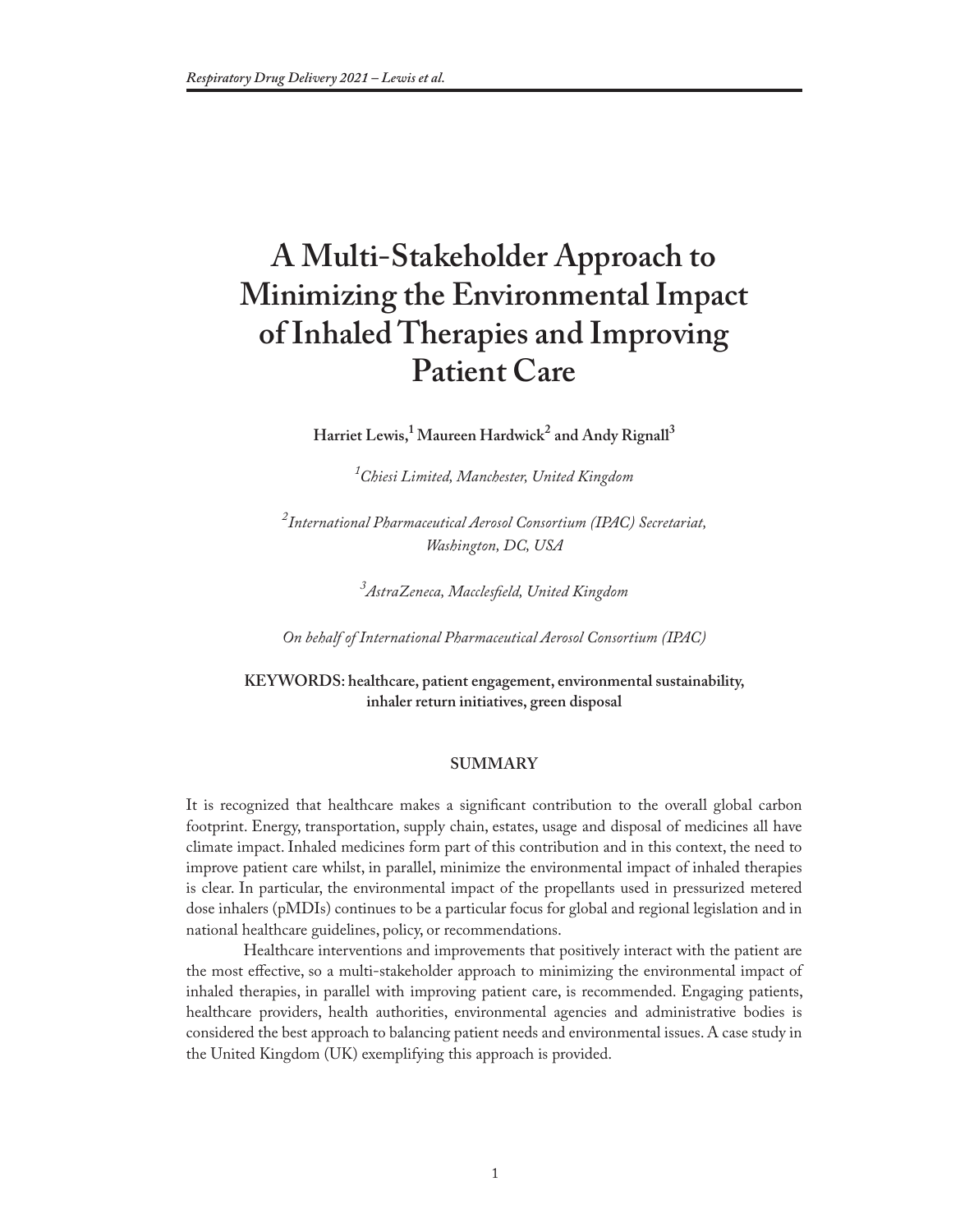# A Multi-Stakeholder Approach to Minimizing the Environmental Impact of Inhaled Therapies and Improving Patient Care

**Harriet Lewis,[1] Maureen Hardwick[2] and Andy Rignall[3]**

*[1]Chiesi Limited, Manchester, United Kingdom*

*[2]International Pharmaceutical Aerosol Consortium (IPAC) Secretariat, Washington, DC, USA*

*[3]AstraZeneca, Macclesfield, United Kingdom*

*On behalf of International Pharmaceutical Aerosol Consortium (IPAC)*

**KEYWORDS: healthcare, patient engagement, environmental sustainability, inhaler return initiatives, green disposal**

## SUMMARY

It is recognized that healthcare makes a significant contribution to the overall global carbon footprint. Energy, transportation, supply chain, estates, usage and disposal of medicines all have climate impact. Inhaled medicines form part of this contribution and in this context, the need to improve patient care whilst, in parallel, minimize the environmental impact of inhaled therapies is clear. In particular, the environmental impact of the propellants used in pressurized metered dose inhalers (pMDIs) continues to be a particular focus for global and regional legislation and in national healthcare guidelines, policy, or recommendations.

Healthcare interventions and improvements that positively interact with the patient are the most effective, so a multi-stakeholder approach to minimizing the environmental impact of inhaled therapies, in parallel with improving patient care, is recommended. Engaging patients, healthcare providers, health authorities, environmental agencies and administrative bodies is considered the best approach to balancing patient needs and environmental issues. A case study in the United Kingdom (UK) exemplifying this approach is provided.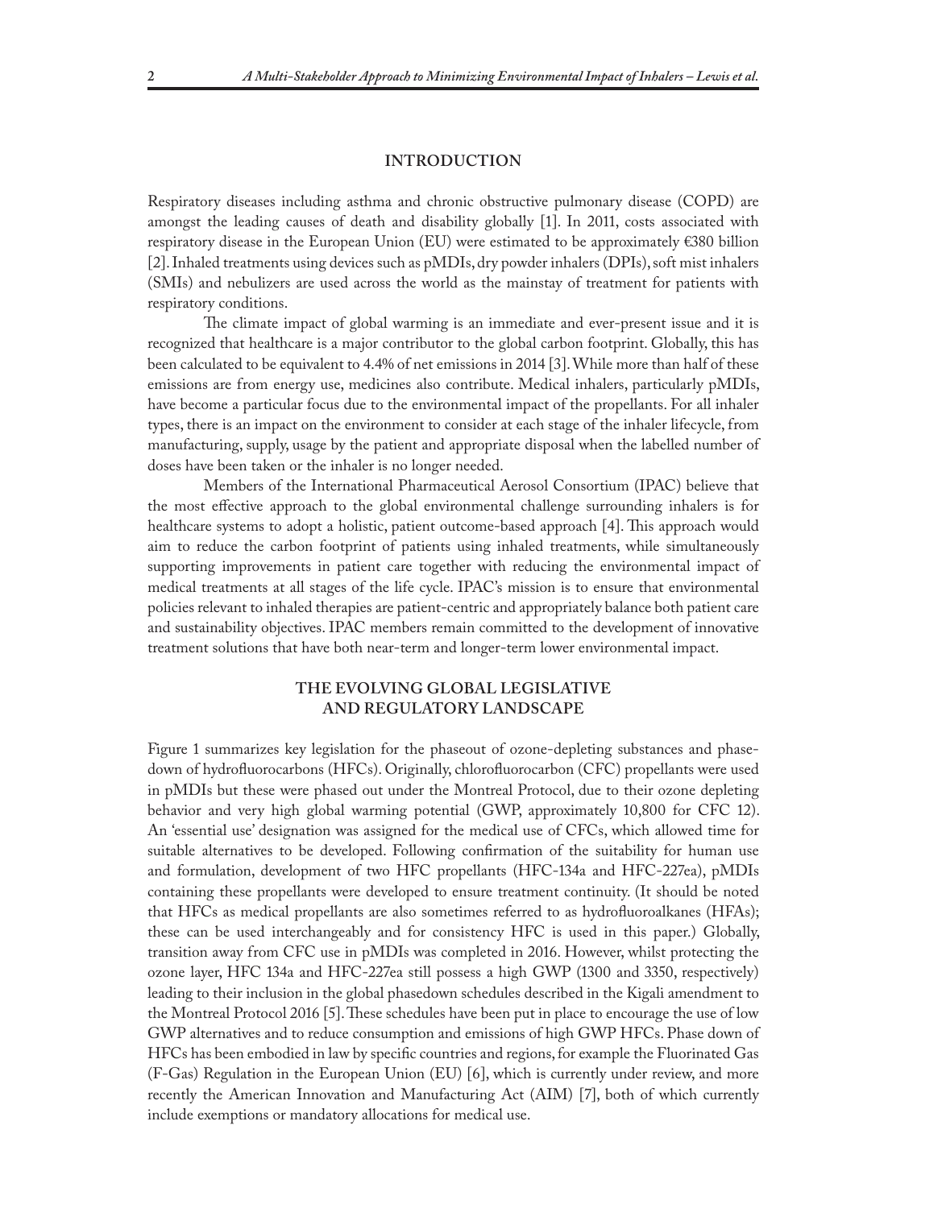## INTRODUCTION

Respiratory diseases including asthma and chronic obstructive pulmonary disease (COPD) are amongst the leading causes of death and disability globally [1]. In 2011, costs associated with respiratory disease in the European Union (EU) were estimated to be approximately €380 billion [2]. Inhaled treatments using devices such as pMDIs, dry powder inhalers (DPIs), soft mist inhalers (SMIs) and nebulizers are used across the world as the mainstay of treatment for patients with respiratory conditions.

The climate impact of global warming is an immediate and ever-present issue and it is recognized that healthcare is a major contributor to the global carbon footprint. Globally, this has been calculated to be equivalent to 4.4% of net emissions in 2014 [3]. While more than half of these emissions are from energy use, medicines also contribute. Medical inhalers, particularly pMDIs, have become a particular focus due to the environmental impact of the propellants. For all inhaler types, there is an impact on the environment to consider at each stage of the inhaler lifecycle, from manufacturing, supply, usage by the patient and appropriate disposal when the labelled number of doses have been taken or the inhaler is no longer needed.

Members of the International Pharmaceutical Aerosol Consortium (IPAC) believe that the most effective approach to the global environmental challenge surrounding inhalers is for healthcare systems to adopt a holistic, patient outcome-based approach [4]. This approach would aim to reduce the carbon footprint of patients using inhaled treatments, while simultaneously supporting improvements in patient care together with reducing the environmental impact of medical treatments at all stages of the life cycle. IPAC's mission is to ensure that environmental policies relevant to inhaled therapies are patient-centric and appropriately balance both patient care and sustainability objectives. IPAC members remain committed to the development of innovative treatment solutions that have both near-term and longer-term lower environmental impact.

## THE EVOLVING GLOBAL LEGISLATIVE AND REGULATORY LANDSCAPE

Figure 1 summarizes key legislation for the phaseout of ozone-depleting substances and phase-down of hydrofluorocarbons (HFCs). Originally, chlorofluorocarbon (CFC) propellants were used in pMDIs but these were phased out under the Montreal Protocol, due to their ozone depleting behavior and very high global warming potential (GWP, approximately 10,800 for CFC 12). An 'essential use' designation was assigned for the medical use of CFCs, which allowed time for suitable alternatives to be developed. Following confirmation of the suitability for human use and formulation, development of two HFC propellants (HFC-134a and HFC-227ea), pMDIs containing these propellants were developed to ensure treatment continuity. (It should be noted that HFCs as medical propellants are also sometimes referred to as hydrofluoroalkanes (HFAs); these can be used interchangeably and for consistency HFC is used in this paper.) Globally, transition away from CFC use in pMDIs was completed in 2016. However, whilst protecting the ozone layer, HFC 134a and HFC-227ea still possess a high GWP (1300 and 3350, respectively) leading to their inclusion in the global phasedown schedules described in the Kigali amendment to the Montreal Protocol 2016 [5]. These schedules have been put in place to encourage the use of low GWP alternatives and to reduce consumption and emissions of high GWP HFCs. Phase down of HFCs has been embodied in law by specific countries and regions, for example the Fluorinated Gas (F-Gas) Regulation in the European Union (EU) [6], which is currently under review, and more recently the American Innovation and Manufacturing Act (AIM) [7], both of which currently include exemptions or mandatory allocations for medical use.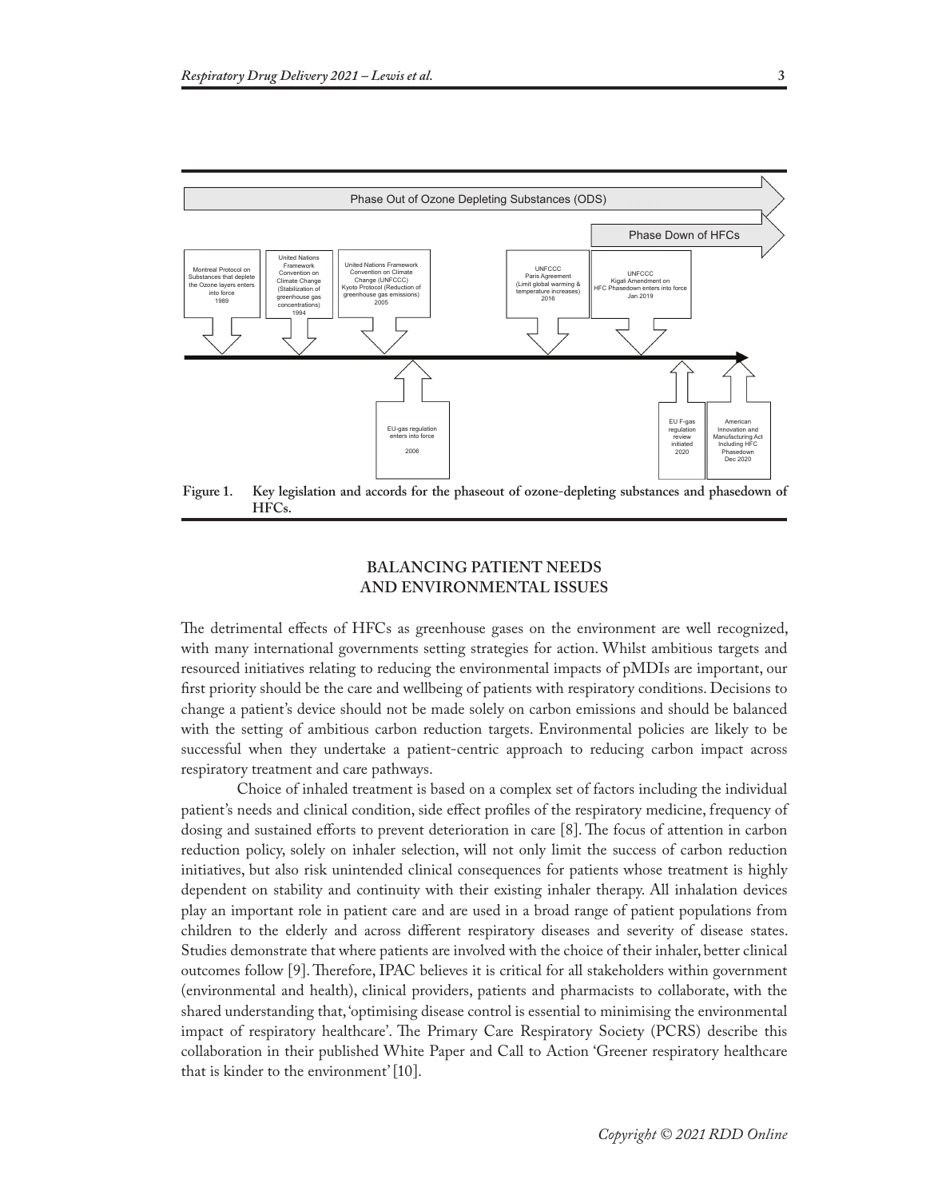**Figure 1. Key legislation and accords for the phaseout of ozone-depleting substances and phasedown of HFCs.**

## BALANCING PATIENT NEEDS AND ENVIRONMENTAL ISSUES

The detrimental effects of HFCs as greenhouse gases on the environment are well recognized, with many international governments setting strategies for action. Whilst ambitious targets and resourced initiatives relating to reducing the environmental impacts of pMDIs are important, our first priority should be the care and wellbeing of patients with respiratory conditions. Decisions to change a patient's device should not be made solely on carbon emissions and should be balanced with the setting of ambitious carbon reduction targets. Environmental policies are likely to be successful when they undertake a patient-centric approach to reducing carbon impact across respiratory treatment and care pathways.

Choice of inhaled treatment is based on a complex set of factors including the individual patient's needs and clinical condition, side effect profiles of the respiratory medicine, frequency of dosing and sustained efforts to prevent deterioration in care [8]. The focus of attention in carbon reduction policy, solely on inhaler selection, will not only limit the success of carbon reduction initiatives, but also risk unintended clinical consequences for patients whose treatment is highly dependent on stability and continuity with their existing inhaler therapy. All inhalation devices play an important role in patient care and are used in a broad range of patient populations from children to the elderly and across different respiratory diseases and severity of disease states. Studies demonstrate that where patients are involved with the choice of their inhaler, better clinical outcomes follow [9]. Therefore, IPAC believes it is critical for all stakeholders within government (environmental and health), clinical providers, patients and pharmacists to collaborate, with the shared understanding that, 'optimising disease control is essential to minimising the environmental impact of respiratory healthcare'. The Primary Care Respiratory Society (PCRS) describe this collaboration in their published White Paper and Call to Action 'Greener respiratory healthcare that is kinder to the environment' [10].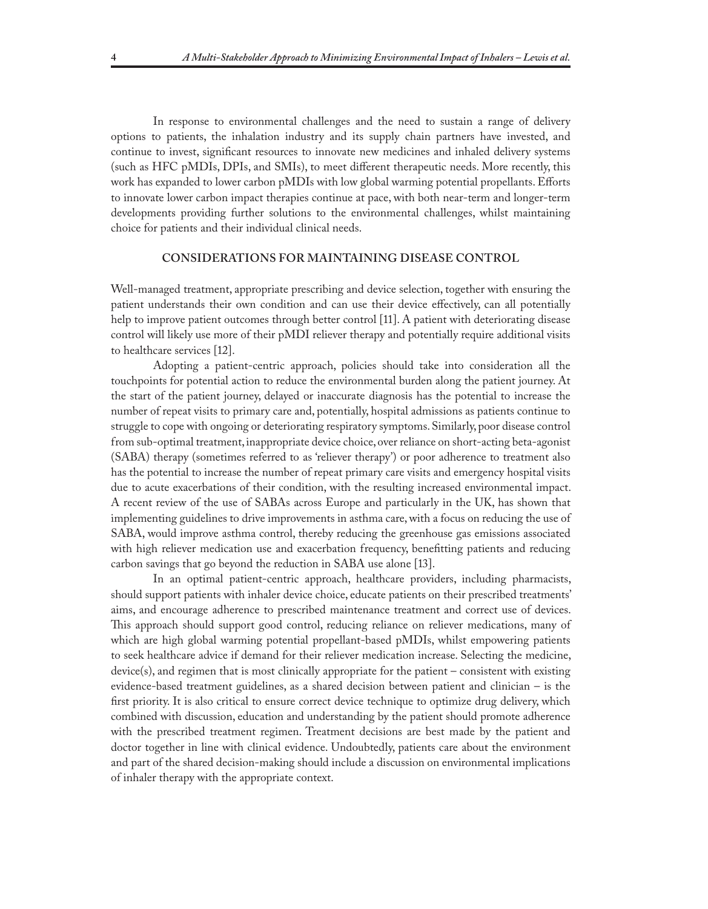In response to environmental challenges and the need to sustain a range of delivery options to patients, the inhalation industry and its supply chain partners have invested, and continue to invest, significant resources to innovate new medicines and inhaled delivery systems (such as HFC pMDIs, DPIs, and SMIs), to meet different therapeutic needs. More recently, this work has expanded to lower carbon pMDIs with low global warming potential propellants. Efforts to innovate lower carbon impact therapies continue at pace, with both near-term and longer-term developments providing further solutions to the environmental challenges, whilst maintaining choice for patients and their individual clinical needs.

## CONSIDERATIONS FOR MAINTAINING DISEASE CONTROL

Well-managed treatment, appropriate prescribing and device selection, together with ensuring the patient understands their own condition and can use their device effectively, can all potentially help to improve patient outcomes through better control [11]. A patient with deteriorating disease control will likely use more of their pMDI reliever therapy and potentially require additional visits to healthcare services [12].

Adopting a patient-centric approach, policies should take into consideration all the touchpoints for potential action to reduce the environmental burden along the patient journey. At the start of the patient journey, delayed or inaccurate diagnosis has the potential to increase the number of repeat visits to primary care and, potentially, hospital admissions as patients continue to struggle to cope with ongoing or deteriorating respiratory symptoms. Similarly, poor disease control from sub-optimal treatment, inappropriate device choice, over reliance on short-acting beta-agonist (SABA) therapy (sometimes referred to as 'reliever therapy') or poor adherence to treatment also has the potential to increase the number of repeat primary care visits and emergency hospital visits due to acute exacerbations of their condition, with the resulting increased environmental impact. A recent review of the use of SABAs across Europe and particularly in the UK, has shown that implementing guidelines to drive improvements in asthma care, with a focus on reducing the use of SABA, would improve asthma control, thereby reducing the greenhouse gas emissions associated with high reliever medication use and exacerbation frequency, benefitting patients and reducing carbon savings that go beyond the reduction in SABA use alone [13].

In an optimal patient-centric approach, healthcare providers, including pharmacists, should support patients with inhaler device choice, educate patients on their prescribed treatments' aims, and encourage adherence to prescribed maintenance treatment and correct use of devices. This approach should support good control, reducing reliance on reliever medications, many of which are high global warming potential propellant-based pMDIs, whilst empowering patients to seek healthcare advice if demand for their reliever medication increase. Selecting the medicine, device(s), and regimen that is most clinically appropriate for the patient – consistent with existing evidence-based treatment guidelines, as a shared decision between patient and clinician – is the first priority. It is also critical to ensure correct device technique to optimize drug delivery, which combined with discussion, education and understanding by the patient should promote adherence with the prescribed treatment regimen. Treatment decisions are best made by the patient and doctor together in line with clinical evidence. Undoubtedly, patients care about the environment and part of the shared decision-making should include a discussion on environmental implications of inhaler therapy with the appropriate context.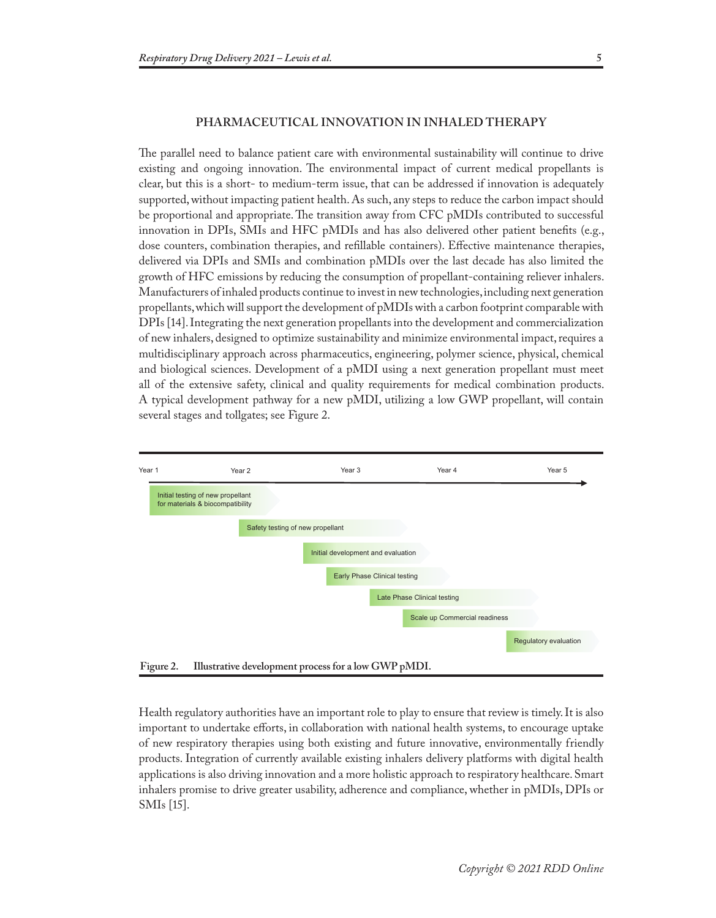## PHARMACEUTICAL INNOVATION IN INHALED THERAPY

The parallel need to balance patient care with environmental sustainability will continue to drive existing and ongoing innovation. The environmental impact of current medical propellants is clear, but this is a short- to medium-term issue, that can be addressed if innovation is adequately supported, without impacting patient health. As such, any steps to reduce the carbon impact should be proportional and appropriate. The transition away from CFC pMDIs contributed to successful innovation in DPIs, SMIs and HFC pMDIs and has also delivered other patient benefits (e.g., dose counters, combination therapies, and refillable containers). Effective maintenance therapies, delivered via DPIs and SMIs and combination pMDIs over the last decade has also limited the growth of HFC emissions by reducing the consumption of propellant-containing reliever inhalers. Manufacturers of inhaled products continue to invest in new technologies, including next generation propellants, which will support the development of pMDIs with a carbon footprint comparable with DPIs [14]. Integrating the next generation propellants into the development and commercialization of new inhalers, designed to optimize sustainability and minimize environmental impact, requires a multidisciplinary approach across pharmaceutics, engineering, polymer science, physical, chemical and biological sciences. Development of a pMDI using a next generation propellant must meet all of the extensive safety, clinical and quality requirements for medical combination products. A typical development pathway for a new pMDI, utilizing a low GWP propellant, will contain several stages and tollgates; see Figure 2.

| Stage | Approximate timing |
| --- | --- |
| Initial testing of new propellant for materials & biocompatibility | Year 1 – Year 2 |
| Safety testing of new propellant | Year 2 – Year 3 |
| Initial development and evaluation | Year 2 – Year 4 |
| Early Phase Clinical testing | Year 3 – Year 4 |
| Late Phase Clinical testing | Year 3 – Year 5 |
| Scale up Commercial readiness | Year 4 – Year 5 |
| Regulatory evaluation | Year 5 |

**Figure 2. Illustrative development process for a low GWP pMDI.**

Health regulatory authorities have an important role to play to ensure that review is timely. It is also important to undertake efforts, in collaboration with national health systems, to encourage uptake of new respiratory therapies using both existing and future innovative, environmentally friendly products. Integration of currently available existing inhalers delivery platforms with digital health applications is also driving innovation and a more holistic approach to respiratory healthcare. Smart inhalers promise to drive greater usability, adherence and compliance, whether in pMDIs, DPIs or SMIs [15].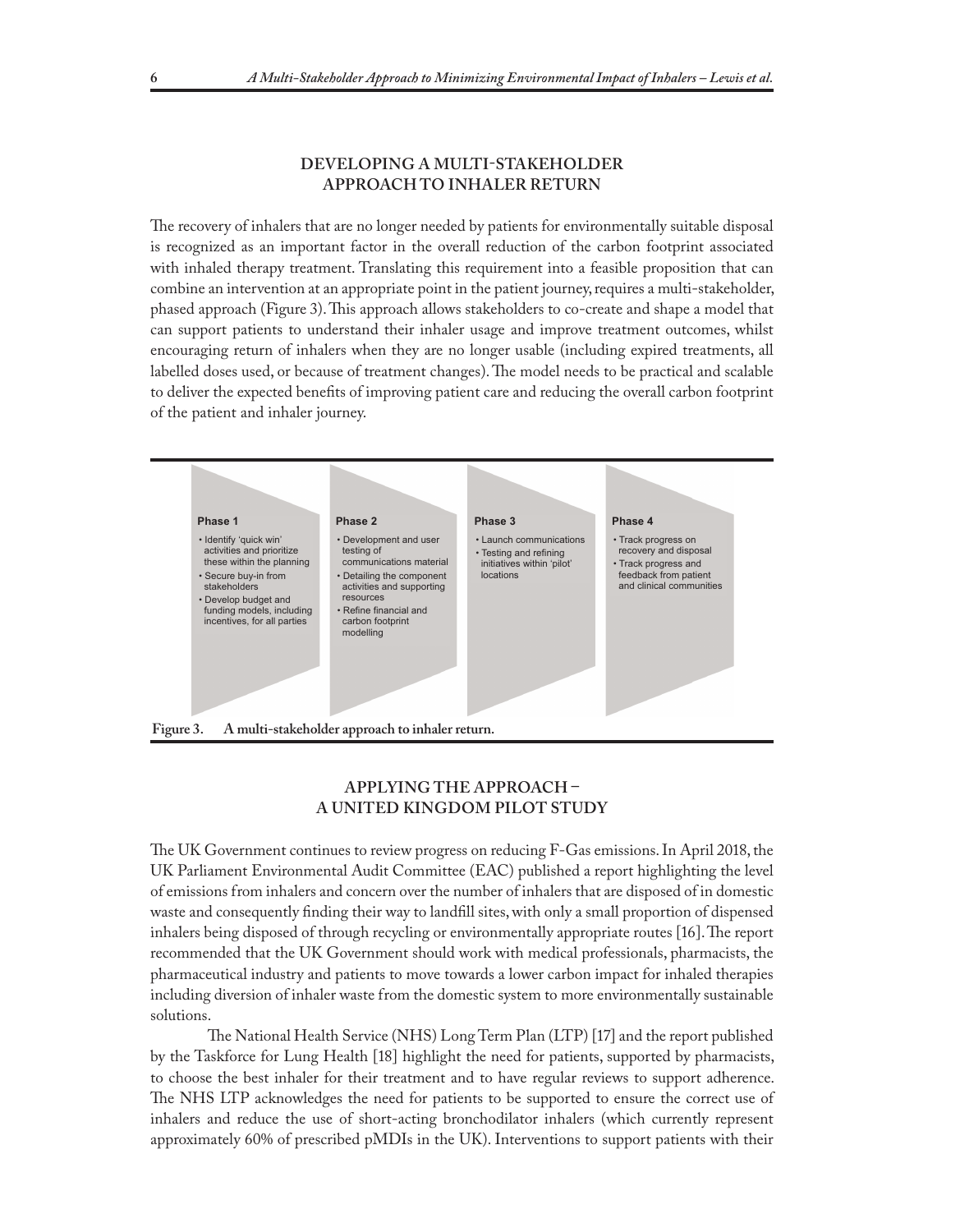## DEVELOPING A MULTI-STAKEHOLDER APPROACH TO INHALER RETURN

The recovery of inhalers that are no longer needed by patients for environmentally suitable disposal is recognized as an important factor in the overall reduction of the carbon footprint associated with inhaled therapy treatment. Translating this requirement into a feasible proposition that can combine an intervention at an appropriate point in the patient journey, requires a multi-stakeholder, phased approach (Figure 3). This approach allows stakeholders to co-create and shape a model that can support patients to understand their inhaler usage and improve treatment outcomes, whilst encouraging return of inhalers when they are no longer usable (including expired treatments, all labelled doses used, or because of treatment changes). The model needs to be practical and scalable to deliver the expected benefits of improving patient care and reducing the overall carbon footprint of the patient and inhaler journey.

**Phase 1**
- Identify 'quick win' activities and prioritize these within the planning
- Secure buy-in from stakeholders
- Develop budget and funding models, including incentives, for all parties

**Phase 2**
- Development and user testing of communications material
- Detailing the component activities and supporting resources
- Refine financial and carbon footprint modelling

**Phase 3**
- Launch communications
- Testing and refining initiatives within 'pilot' locations

**Phase 4**
- Track progress on recovery and disposal
- Track progress and feedback from patient and clinical communities

**Figure 3. A multi-stakeholder approach to inhaler return.**

## APPLYING THE APPROACH – A UNITED KINGDOM PILOT STUDY

The UK Government continues to review progress on reducing F-Gas emissions. In April 2018, the UK Parliament Environmental Audit Committee (EAC) published a report highlighting the level of emissions from inhalers and concern over the number of inhalers that are disposed of in domestic waste and consequently finding their way to landfill sites, with only a small proportion of dispensed inhalers being disposed of through recycling or environmentally appropriate routes [16]. The report recommended that the UK Government should work with medical professionals, pharmacists, the pharmaceutical industry and patients to move towards a lower carbon impact for inhaled therapies including diversion of inhaler waste from the domestic system to more environmentally sustainable solutions.

The National Health Service (NHS) Long Term Plan (LTP) [17] and the report published by the Taskforce for Lung Health [18] highlight the need for patients, supported by pharmacists, to choose the best inhaler for their treatment and to have regular reviews to support adherence. The NHS LTP acknowledges the need for patients to be supported to ensure the correct use of inhalers and reduce the use of short-acting bronchodilator inhalers (which currently represent approximately 60% of prescribed pMDIs in the UK). Interventions to support patients with their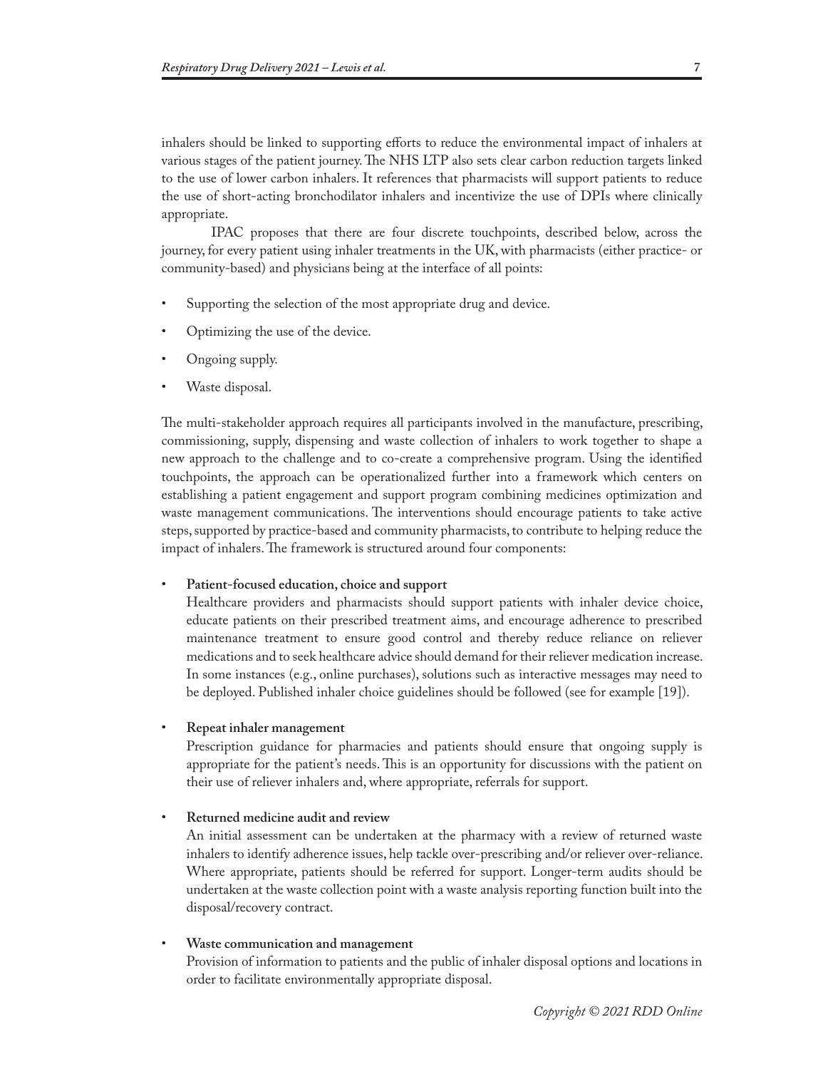inhalers should be linked to supporting efforts to reduce the environmental impact of inhalers at various stages of the patient journey. The NHS LTP also sets clear carbon reduction targets linked to the use of lower carbon inhalers. It references that pharmacists will support patients to reduce the use of short-acting bronchodilator inhalers and incentivize the use of DPIs where clinically appropriate.

IPAC proposes that there are four discrete touchpoints, described below, across the journey, for every patient using inhaler treatments in the UK, with pharmacists (either practice- or community-based) and physicians being at the interface of all points:

- Supporting the selection of the most appropriate drug and device.
- Optimizing the use of the device.
- Ongoing supply.
- Waste disposal.

The multi-stakeholder approach requires all participants involved in the manufacture, prescribing, commissioning, supply, dispensing and waste collection of inhalers to work together to shape a new approach to the challenge and to co-create a comprehensive program. Using the identified touchpoints, the approach can be operationalized further into a framework which centers on establishing a patient engagement and support program combining medicines optimization and waste management communications. The interventions should encourage patients to take active steps, supported by practice-based and community pharmacists, to contribute to helping reduce the impact of inhalers. The framework is structured around four components:

- **Patient-focused education, choice and support**
  Healthcare providers and pharmacists should support patients with inhaler device choice, educate patients on their prescribed treatment aims, and encourage adherence to prescribed maintenance treatment to ensure good control and thereby reduce reliance on reliever medications and to seek healthcare advice should demand for their reliever medication increase. In some instances (e.g., online purchases), solutions such as interactive messages may need to be deployed. Published inhaler choice guidelines should be followed (see for example [19]).

- **Repeat inhaler management**
  Prescription guidance for pharmacies and patients should ensure that ongoing supply is appropriate for the patient's needs. This is an opportunity for discussions with the patient on their use of reliever inhalers and, where appropriate, referrals for support.

- **Returned medicine audit and review**
  An initial assessment can be undertaken at the pharmacy with a review of returned waste inhalers to identify adherence issues, help tackle over-prescribing and/or reliever over-reliance. Where appropriate, patients should be referred for support. Longer-term audits should be undertaken at the waste collection point with a waste analysis reporting function built into the disposal/recovery contract.

- **Waste communication and management**
  Provision of information to patients and the public of inhaler disposal options and locations in order to facilitate environmentally appropriate disposal.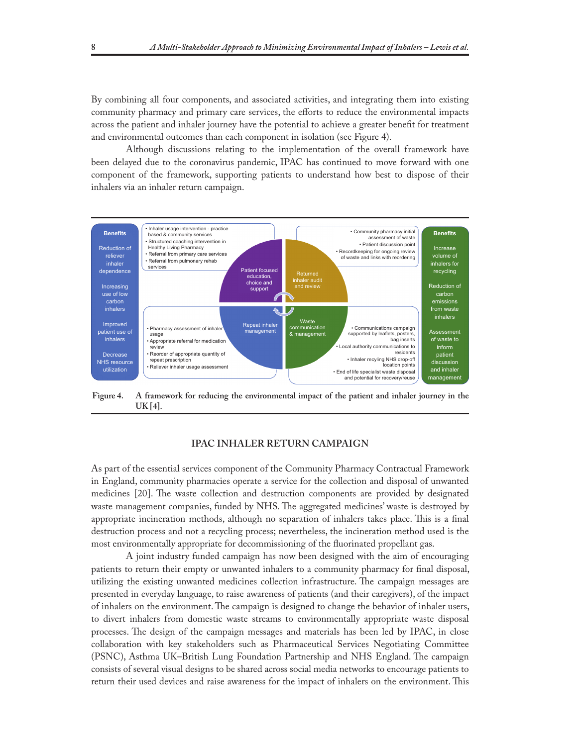By combining all four components, and associated activities, and integrating them into existing community pharmacy and primary care services, the efforts to reduce the environmental impacts across the patient and inhaler journey have the potential to achieve a greater benefit for treatment and environmental outcomes than each component in isolation (see Figure 4).

Although discussions relating to the implementation of the overall framework have been delayed due to the coronavirus pandemic, IPAC has continued to move forward with one component of the framework, supporting patients to understand how best to dispose of their inhalers via an inhaler return campaign.

**Figure 4. A framework for reducing the environmental impact of the patient and inhaler journey in the UK [4].**

## IPAC INHALER RETURN CAMPAIGN

As part of the essential services component of the Community Pharmacy Contractual Framework in England, community pharmacies operate a service for the collection and disposal of unwanted medicines [20]. The waste collection and destruction components are provided by designated waste management companies, funded by NHS. The aggregated medicines' waste is destroyed by appropriate incineration methods, although no separation of inhalers takes place. This is a final destruction process and not a recycling process; nevertheless, the incineration method used is the most environmentally appropriate for decommissioning of the fluorinated propellant gas.

A joint industry funded campaign has now been designed with the aim of encouraging patients to return their empty or unwanted inhalers to a community pharmacy for final disposal, utilizing the existing unwanted medicines collection infrastructure. The campaign messages are presented in everyday language, to raise awareness of patients (and their caregivers), of the impact of inhalers on the environment. The campaign is designed to change the behavior of inhaler users, to divert inhalers from domestic waste streams to environmentally appropriate waste disposal processes. The design of the campaign messages and materials has been led by IPAC, in close collaboration with key stakeholders such as Pharmaceutical Services Negotiating Committee (PSNC), Asthma UK–British Lung Foundation Partnership and NHS England. The campaign consists of several visual designs to be shared across social media networks to encourage patients to return their used devices and raise awareness for the impact of inhalers on the environment. This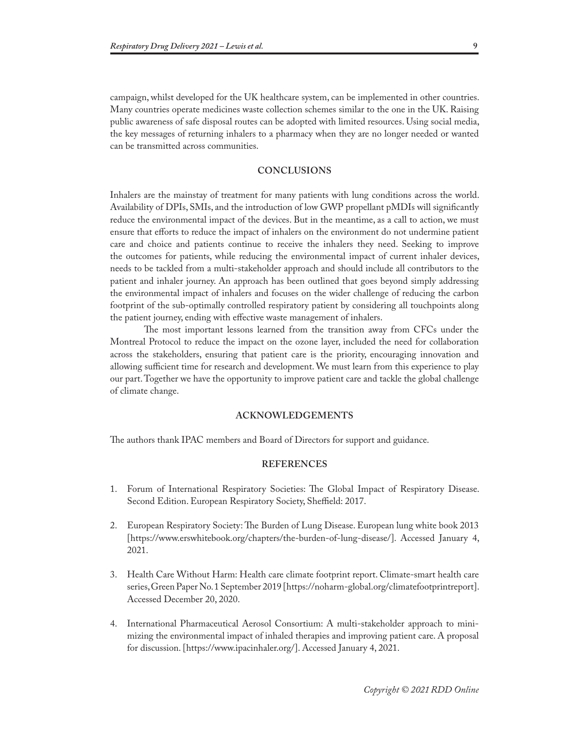campaign, whilst developed for the UK healthcare system, can be implemented in other countries. Many countries operate medicines waste collection schemes similar to the one in the UK. Raising public awareness of safe disposal routes can be adopted with limited resources. Using social media, the key messages of returning inhalers to a pharmacy when they are no longer needed or wanted can be transmitted across communities.

## CONCLUSIONS

Inhalers are the mainstay of treatment for many patients with lung conditions across the world. Availability of DPIs, SMIs, and the introduction of low GWP propellant pMDIs will significantly reduce the environmental impact of the devices. But in the meantime, as a call to action, we must ensure that efforts to reduce the impact of inhalers on the environment do not undermine patient care and choice and patients continue to receive the inhalers they need. Seeking to improve the outcomes for patients, while reducing the environmental impact of current inhaler devices, needs to be tackled from a multi-stakeholder approach and should include all contributors to the patient and inhaler journey. An approach has been outlined that goes beyond simply addressing the environmental impact of inhalers and focuses on the wider challenge of reducing the carbon footprint of the sub-optimally controlled respiratory patient by considering all touchpoints along the patient journey, ending with effective waste management of inhalers.

The most important lessons learned from the transition away from CFCs under the Montreal Protocol to reduce the impact on the ozone layer, included the need for collaboration across the stakeholders, ensuring that patient care is the priority, encouraging innovation and allowing sufficient time for research and development. We must learn from this experience to play our part. Together we have the opportunity to improve patient care and tackle the global challenge of climate change.

## ACKNOWLEDGEMENTS

The authors thank IPAC members and Board of Directors for support and guidance.

## REFERENCES

1. Forum of International Respiratory Societies: The Global Impact of Respiratory Disease. Second Edition. European Respiratory Society, Sheffield: 2017.

2. European Respiratory Society: The Burden of Lung Disease. European lung white book 2013 [https://www.erswhitebook.org/chapters/the-burden-of-lung-disease/]. Accessed January 4, 2021.

3. Health Care Without Harm: Health care climate footprint report. Climate-smart health care series, Green Paper No. 1 September 2019 [https://noharm-global.org/climatefootprintreport]. Accessed December 20, 2020.

4. International Pharmaceutical Aerosol Consortium: A multi-stakeholder approach to minimizing the environmental impact of inhaled therapies and improving patient care. A proposal for discussion. [https://www.ipacinhaler.org/]. Accessed January 4, 2021.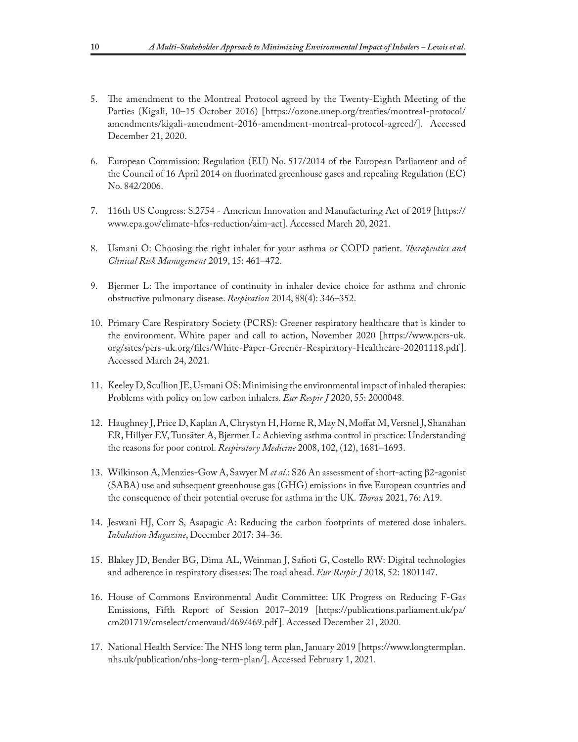5. The amendment to the Montreal Protocol agreed by the Twenty-Eighth Meeting of the Parties (Kigali, 10–15 October 2016) [https://ozone.unep.org/treaties/montreal-protocol/amendments/kigali-amendment-2016-amendment-montreal-protocol-agreed/]. Accessed December 21, 2020.

6. European Commission: Regulation (EU) No. 517/2014 of the European Parliament and of the Council of 16 April 2014 on fluorinated greenhouse gases and repealing Regulation (EC) No. 842/2006.

7. 116th US Congress: S.2754 - American Innovation and Manufacturing Act of 2019 [https://www.epa.gov/climate-hfcs-reduction/aim-act]. Accessed March 20, 2021.

8. Usmani O: Choosing the right inhaler for your asthma or COPD patient. *Therapeutics and Clinical Risk Management* 2019, 15: 461–472.

9. Bjermer L: The importance of continuity in inhaler device choice for asthma and chronic obstructive pulmonary disease. *Respiration* 2014, 88(4): 346–352.

10. Primary Care Respiratory Society (PCRS): Greener respiratory healthcare that is kinder to the environment. White paper and call to action, November 2020 [https://www.pcrs-uk.org/sites/pcrs-uk.org/files/White-Paper-Greener-Respiratory-Healthcare-20201118.pdf]. Accessed March 24, 2021.

11. Keeley D, Scullion JE, Usmani OS: Minimising the environmental impact of inhaled therapies: Problems with policy on low carbon inhalers. *Eur Respir J* 2020, 55: 2000048.

12. Haughney J, Price D, Kaplan A, Chrystyn H, Horne R, May N, Moffat M, Versnel J, Shanahan ER, Hillyer EV, Tunsäter A, Bjermer L: Achieving asthma control in practice: Understanding the reasons for poor control. *Respiratory Medicine* 2008, 102, (12), 1681–1693.

13. Wilkinson A, Menzies-Gow A, Sawyer M *et al*.: S26 An assessment of short-acting β2-agonist (SABA) use and subsequent greenhouse gas (GHG) emissions in five European countries and the consequence of their potential overuse for asthma in the UK. *Thorax* 2021, 76: A19.

14. Jeswani HJ, Corr S, Asapagic A: Reducing the carbon footprints of metered dose inhalers. *Inhalation Magazine*, December 2017: 34–36.

15. Blakey JD, Bender BG, Dima AL, Weinman J, Safioti G, Costello RW: Digital technologies and adherence in respiratory diseases: The road ahead. *Eur Respir J* 2018, 52: 1801147.

16. House of Commons Environmental Audit Committee: UK Progress on Reducing F-Gas Emissions, Fifth Report of Session 2017–2019 [https://publications.parliament.uk/pa/cm201719/cmselect/cmenvaud/469/469.pdf]. Accessed December 21, 2020.

17. National Health Service: The NHS long term plan, January 2019 [https://www.longtermplan.nhs.uk/publication/nhs-long-term-plan/]. Accessed February 1, 2021.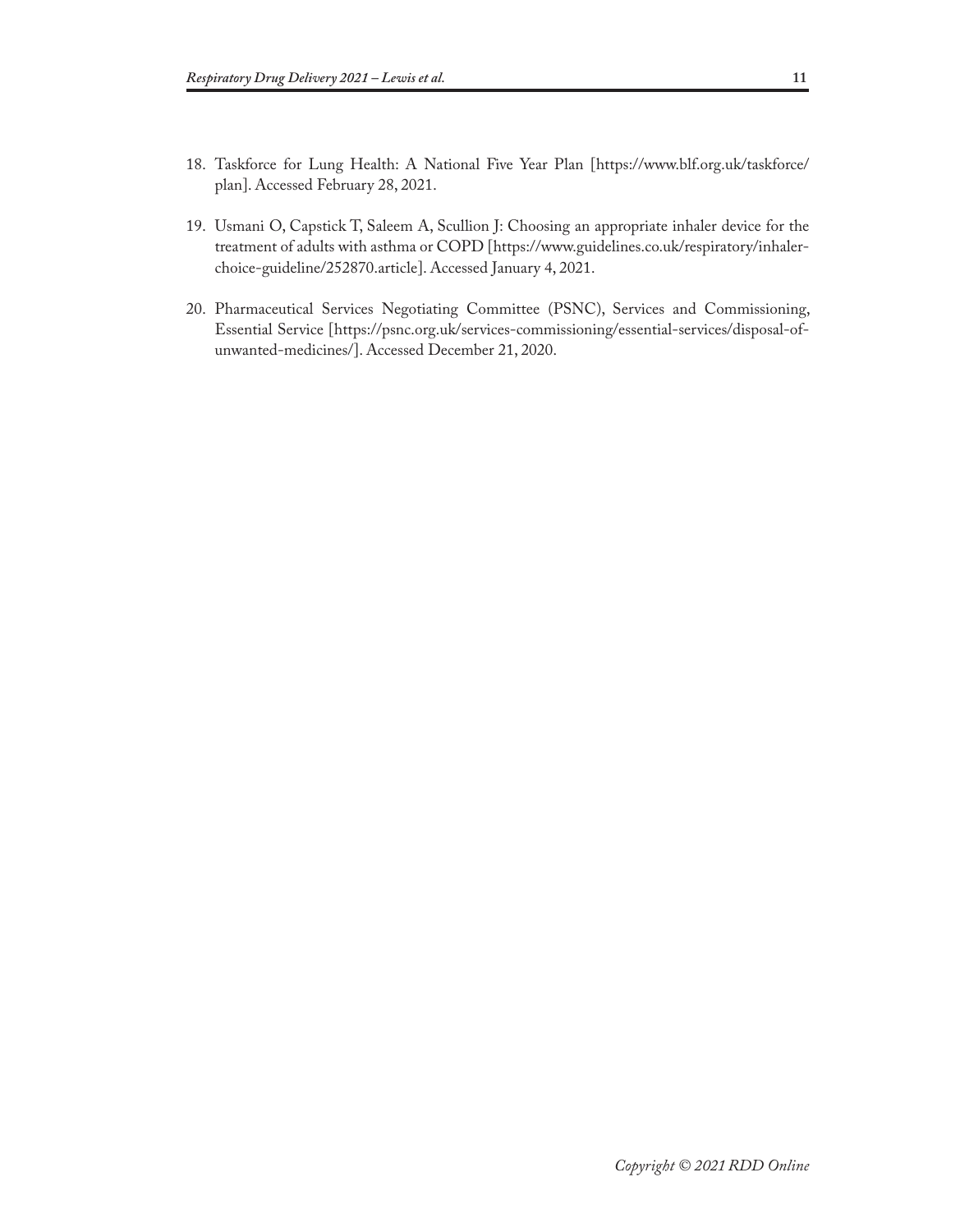18. Taskforce for Lung Health: A National Five Year Plan [https://www.blf.org.uk/taskforce/plan]. Accessed February 28, 2021.

19. Usmani O, Capstick T, Saleem A, Scullion J: Choosing an appropriate inhaler device for the treatment of adults with asthma or COPD [https://www.guidelines.co.uk/respiratory/inhaler-choice-guideline/252870.article]. Accessed January 4, 2021.

20. Pharmaceutical Services Negotiating Committee (PSNC), Services and Commissioning, Essential Service [https://psnc.org.uk/services-commissioning/essential-services/disposal-of-unwanted-medicines/]. Accessed December 21, 2020.